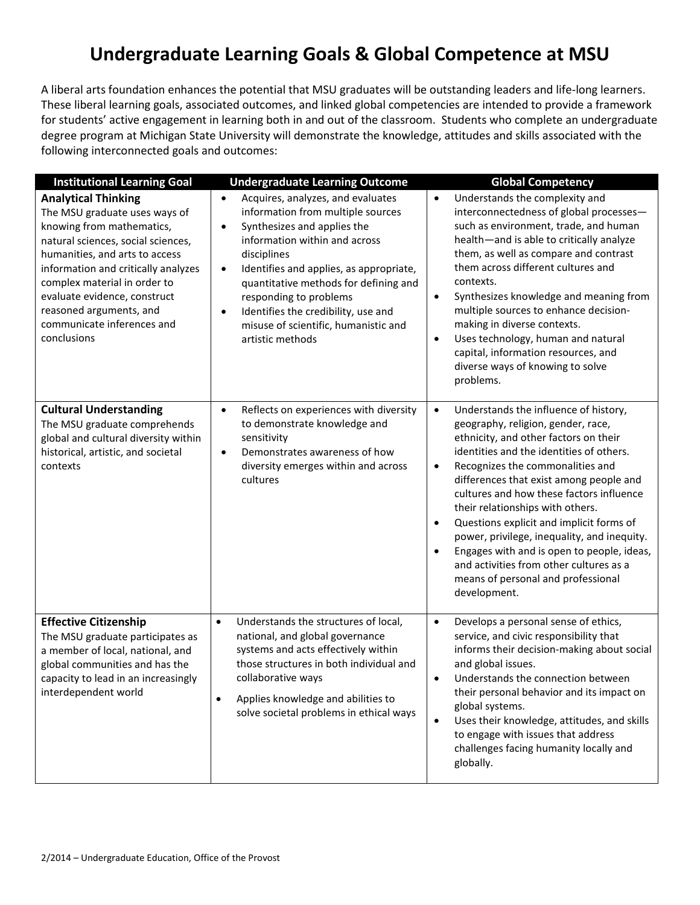# Undergraduate Learning Goals & Global Competence at MSU

A liberal arts foundation enhances the potential that MSU graduates will be outstanding leaders and life-long learners. These liberal learning goals, associated outcomes, and linked global competencies are intended to provide a framework for students' active engagement in learning both in and out of the classroom. Students who complete an undergraduate degree program at Michigan State University will demonstrate the knowledge, attitudes and skills associated with the following interconnected goals and outcomes:

| Institutional Learning Goal | Undergraduate Learning Outcome | Global Competency |
|---|---|---|
| **Analytical Thinking**<br>The MSU graduate uses ways of knowing from mathematics, natural sciences, social sciences, humanities, and arts to access information and critically analyzes complex material in order to evaluate evidence, construct reasoned arguments, and communicate inferences and conclusions | • Acquires, analyzes, and evaluates information from multiple sources<br>• Synthesizes and applies the information within and across disciplines<br>• Identifies and applies, as appropriate, quantitative methods for defining and responding to problems<br>• Identifies the credibility, use and misuse of scientific, humanistic and artistic methods | • Understands the complexity and interconnectedness of global processes—such as environment, trade, and human health—and is able to critically analyze them, as well as compare and contrast them across different cultures and contexts.<br>• Synthesizes knowledge and meaning from multiple sources to enhance decision-making in diverse contexts.<br>• Uses technology, human and natural capital, information resources, and diverse ways of knowing to solve problems. |
| **Cultural Understanding**<br>The MSU graduate comprehends global and cultural diversity within historical, artistic, and societal contexts | • Reflects on experiences with diversity to demonstrate knowledge and sensitivity<br>• Demonstrates awareness of how diversity emerges within and across cultures | • Understands the influence of history, geography, religion, gender, race, ethnicity, and other factors on their identities and the identities of others.<br>• Recognizes the commonalities and differences that exist among people and cultures and how these factors influence their relationships with others.<br>• Questions explicit and implicit forms of power, privilege, inequality, and inequity.<br>• Engages with and is open to people, ideas, and activities from other cultures as a means of personal and professional development. |
| **Effective Citizenship**<br>The MSU graduate participates as a member of local, national, and global communities and has the capacity to lead in an increasingly interdependent world | • Understands the structures of local, national, and global governance systems and acts effectively within those structures in both individual and collaborative ways<br>• Applies knowledge and abilities to solve societal problems in ethical ways | • Develops a personal sense of ethics, service, and civic responsibility that informs their decision-making about social and global issues.<br>• Understands the connection between their personal behavior and its impact on global systems.<br>• Uses their knowledge, attitudes, and skills to engage with issues that address challenges facing humanity locally and globally. |

2/2014 – Undergraduate Education, Office of the Provost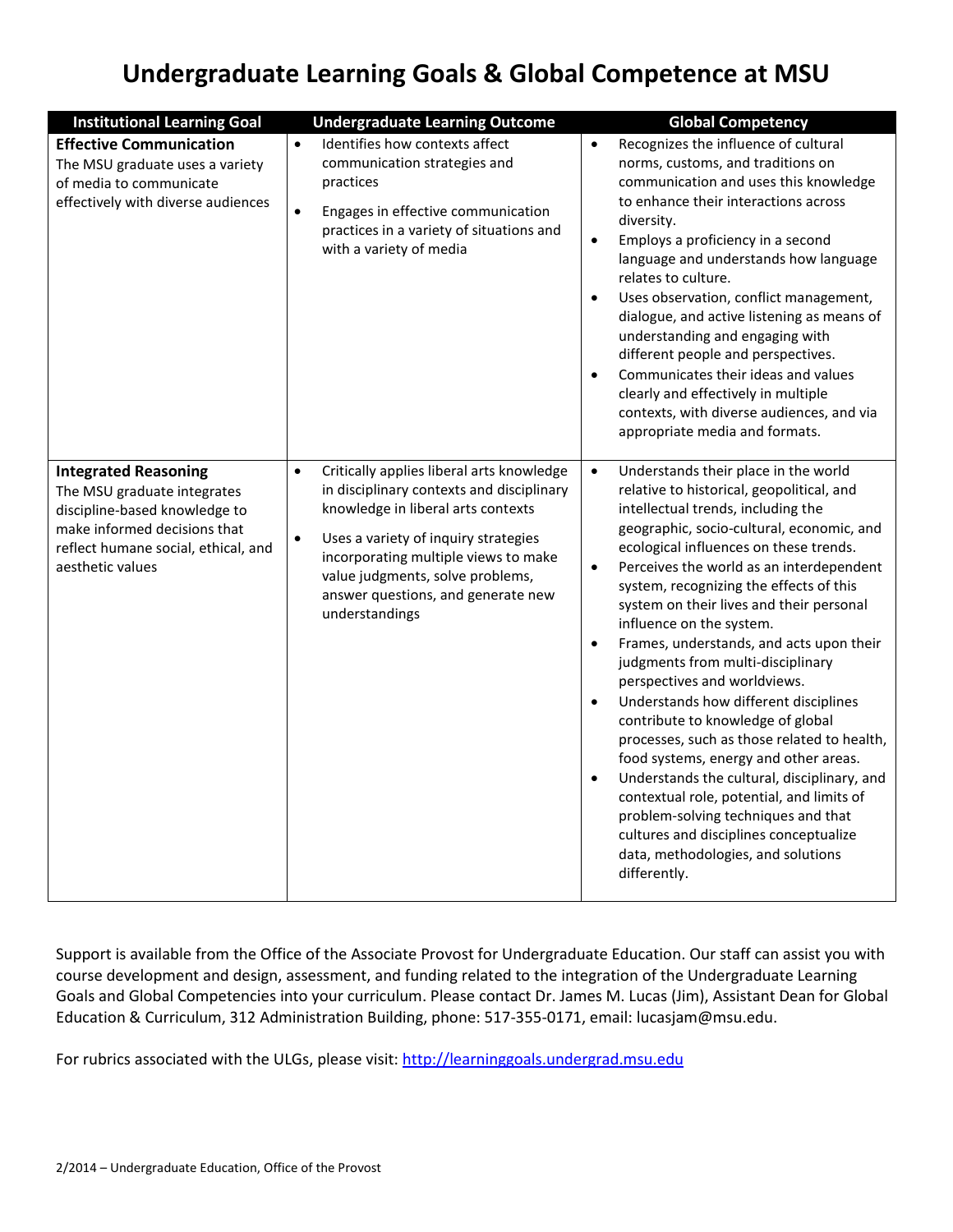# Undergraduate Learning Goals & Global Competence at MSU

| Institutional Learning Goal | Undergraduate Learning Outcome | Global Competency |
|---|---|---|
| **Effective Communication**<br>The MSU graduate uses a variety of media to communicate effectively with diverse audiences | • Identifies how contexts affect communication strategies and practices<br>• Engages in effective communication practices in a variety of situations and with a variety of media | • Recognizes the influence of cultural norms, customs, and traditions on communication and uses this knowledge to enhance their interactions across diversity.<br>• Employs a proficiency in a second language and understands how language relates to culture.<br>• Uses observation, conflict management, dialogue, and active listening as means of understanding and engaging with different people and perspectives.<br>• Communicates their ideas and values clearly and effectively in multiple contexts, with diverse audiences, and via appropriate media and formats. |
| **Integrated Reasoning**<br>The MSU graduate integrates discipline-based knowledge to make informed decisions that reflect humane social, ethical, and aesthetic values | • Critically applies liberal arts knowledge in disciplinary contexts and disciplinary knowledge in liberal arts contexts<br>• Uses a variety of inquiry strategies incorporating multiple views to make value judgments, solve problems, answer questions, and generate new understandings | • Understands their place in the world relative to historical, geopolitical, and intellectual trends, including the geographic, socio-cultural, economic, and ecological influences on these trends.<br>• Perceives the world as an interdependent system, recognizing the effects of this system on their lives and their personal influence on the system.<br>• Frames, understands, and acts upon their judgments from multi-disciplinary perspectives and worldviews.<br>• Understands how different disciplines contribute to knowledge of global processes, such as those related to health, food systems, energy and other areas.<br>• Understands the cultural, disciplinary, and contextual role, potential, and limits of problem-solving techniques and that cultures and disciplines conceptualize data, methodologies, and solutions differently. |

Support is available from the Office of the Associate Provost for Undergraduate Education. Our staff can assist you with course development and design, assessment, and funding related to the integration of the Undergraduate Learning Goals and Global Competencies into your curriculum. Please contact Dr. James M. Lucas (Jim), Assistant Dean for Global Education & Curriculum, 312 Administration Building, phone: 517-355-0171, email: lucasjam@msu.edu.

For rubrics associated with the ULGs, please visit: [http://learninggoals.undergrad.msu.edu](http://learninggoals.undergrad.msu.edu)

2/2014 – Undergraduate Education, Office of the Provost